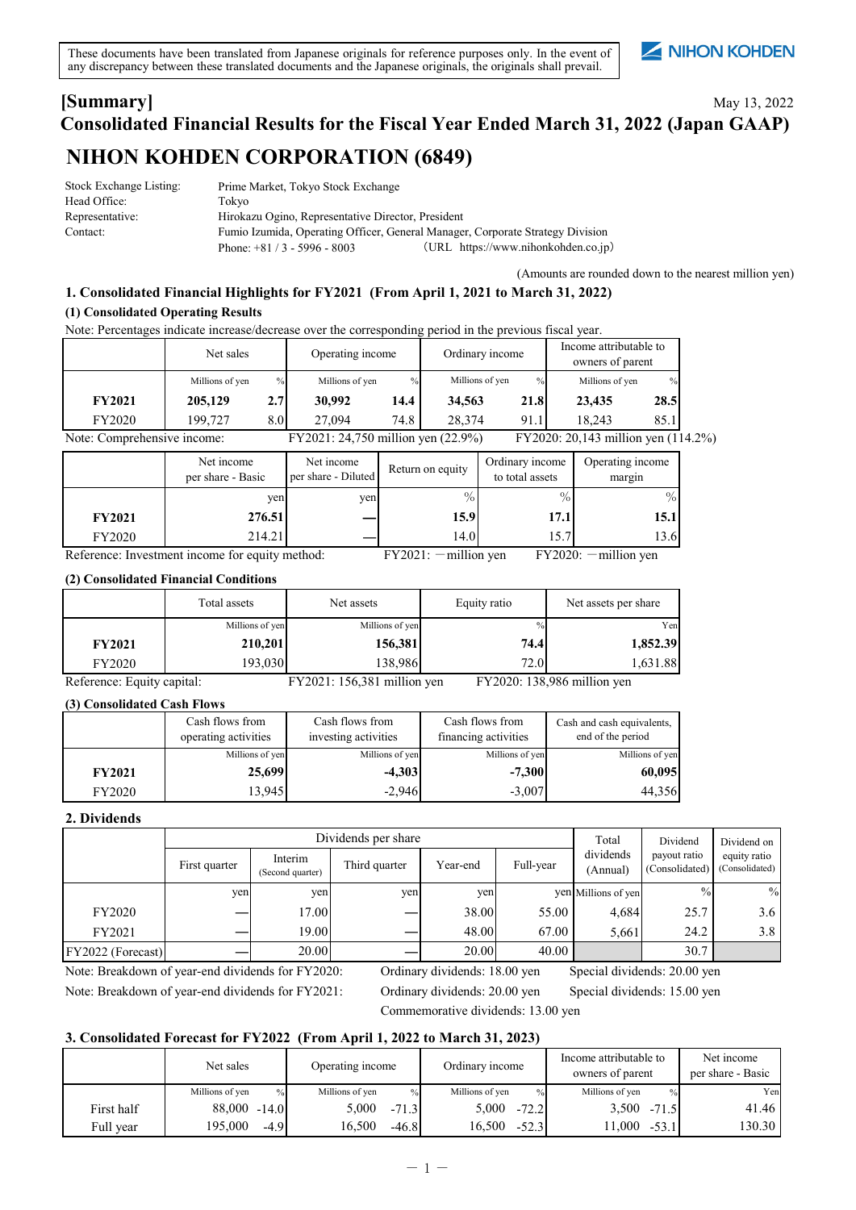These documents have been translated from Japanese originals for reference purposes only. In the event of any discrepancy between these translated documents and the Japanese originals, the originals shall prevail.

NIHON KOHDEN

# [Summary]

May 13, 2022

# Consolidated Financial Results for the Fiscal Year Ended March 31, 2022 (Japan GAAP)

# NIHON KOHDEN CORPORATION (6849)

| | |
|---|---|
| Stock Exchange Listing: | Prime Market, Tokyo Stock Exchange |
| Head Office: | Tokyo |
| Representative: | Hirokazu Ogino, Representative Director, President |
| Contact: | Fumio Izumida, Operating Officer, General Manager, Corporate Strategy Division |
| | Phone: +81 / 3 - 5996 - 8003 （URL https://www.nihonkohden.co.jp） |

(Amounts are rounded down to the nearest million yen)

## 1. Consolidated Financial Highlights for FY2021 (From April 1, 2021 to March 31, 2022)

### (1) Consolidated Operating Results

Note: Percentages indicate increase/decrease over the corresponding period in the previous fiscal year.

| | Net sales | | Operating income | | Ordinary income | | Income attributable to owners of parent | |
|---|---|---|---|---|---|---|---|---|
| | Millions of yen | % | Millions of yen | % | Millions of yen | % | Millions of yen | % |
| **FY2021** | **205,129** | **2.7** | **30,992** | **14.4** | **34,563** | **21.8** | **23,435** | **28.5** |
| FY2020 | 199,727 | 8.0 | 27,094 | 74.8 | 28,374 | 91.1 | 18,243 | 85.1 |

Note: Comprehensive income: FY2021: 24,750 million yen (22.9%) FY2020: 20,143 million yen (114.2%)

| | Net income per share - Basic | Net income per share - Diluted | Return on equity | Ordinary income to total assets | Operating income margin |
|---|---|---|---|---|---|
| | yen | yen | % | % | % |
| **FY2021** | **276.51** | **—** | **15.9** | **17.1** | **15.1** |
| FY2020 | 214.21 | — | 14.0 | 15.7 | 13.6 |

Reference: Investment income for equity method: FY2021: －million yen FY2020: －million yen

### (2) Consolidated Financial Conditions

| | Total assets | Net assets | Equity ratio | Net assets per share |
|---|---|---|---|---|
| | Millions of yen | Millions of yen | % | Yen |
| **FY2021** | **210,201** | **156,381** | **74.4** | **1,852.39** |
| FY2020 | 193,030 | 138,986 | 72.0 | 1,631.88 |

Reference: Equity capital: FY2021: 156,381 million yen FY2020: 138,986 million yen

### (3) Consolidated Cash Flows

| | Cash flows from operating activities | Cash flows from investing activities | Cash flows from financing activities | Cash and cash equivalents, end of the period |
|---|---|---|---|---|
| | Millions of yen | Millions of yen | Millions of yen | Millions of yen |
| **FY2021** | **25,699** | **-4,303** | **-7,300** | **60,095** |
| FY2020 | 13,945 | -2,946 | -3,007 | 44,356 |

## 2. Dividends

| | Dividends per share | | | | | Total dividends (Annual) | Dividend payout ratio (Consolidated) | Dividend on equity ratio (Consolidated) |
|---|---|---|---|---|---|---|---|---|
| | First quarter | Interim (Second quarter) | Third quarter | Year-end | Full-year | | | |
| | yen | yen | yen | yen | yen | Millions of yen | % | % |
| FY2020 | — | 17.00 | — | 38.00 | 55.00 | 4,684 | 25.7 | 3.6 |
| FY2021 | — | 19.00 | — | 48.00 | 67.00 | 5,661 | 24.2 | 3.8 |
| FY2022 (Forecast) | — | 20.00 | — | 20.00 | 40.00 | | 30.7 | |

Note: Breakdown of year-end dividends for FY2020: Ordinary dividends: 18.00 yen Special dividends: 20.00 yen

Note: Breakdown of year-end dividends for FY2021: Ordinary dividends: 20.00 yen Special dividends: 15.00 yen Commemorative dividends: 13.00 yen

## 3. Consolidated Forecast for FY2022 (From April 1, 2022 to March 31, 2023)

| | Net sales | | Operating income | | Ordinary income | | Income attributable to owners of parent | | Net income per share - Basic |
|---|---|---|---|---|---|---|---|---|---|
| | Millions of yen | % | Millions of yen | % | Millions of yen | % | Millions of yen | % | Yen |
| First half | 88,000 | -14.0 | 5,000 | -71.3 | 5,000 | -72.2 | 3,500 | -71.5 | 41.46 |
| Full year | 195,000 | -4.9 | 16,500 | -46.8 | 16,500 | -52.3 | 11,000 | -53.1 | 130.30 |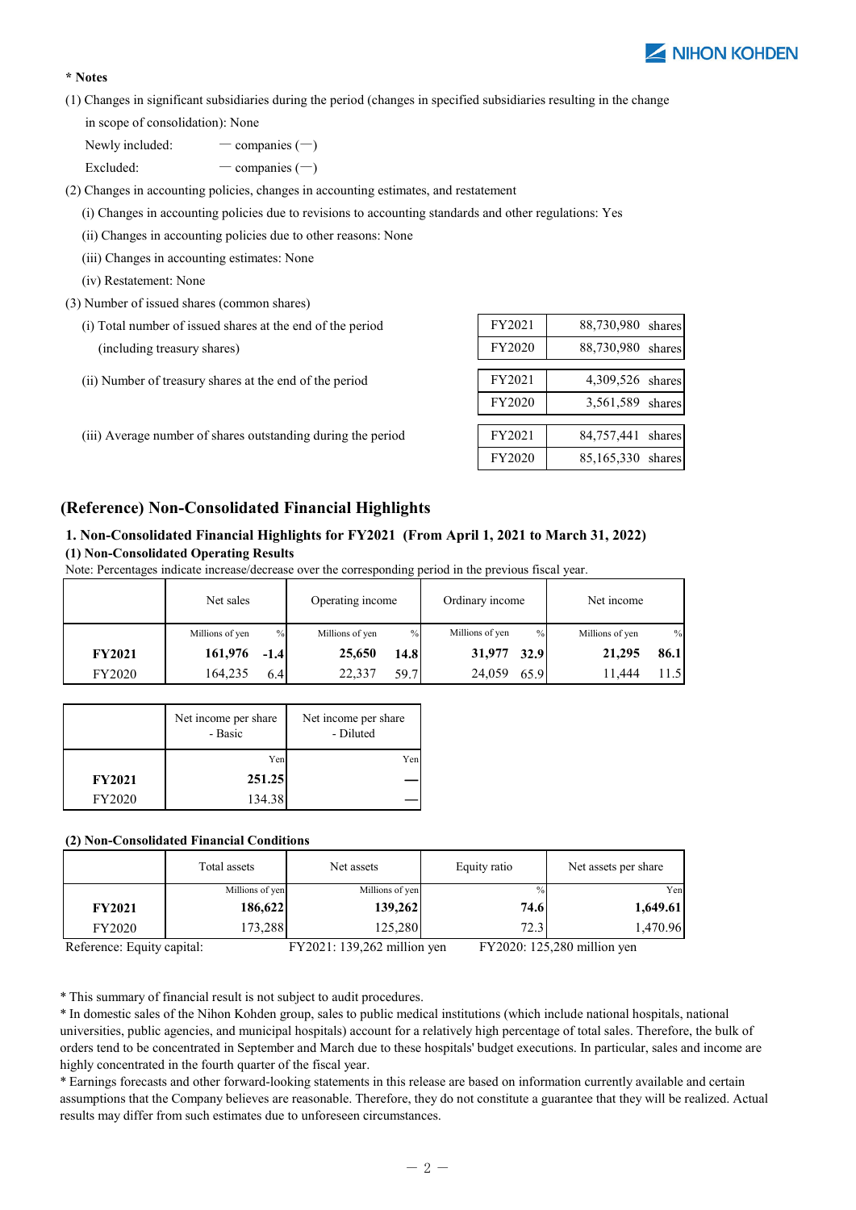**\* Notes**

(1) Changes in significant subsidiaries during the period (changes in specified subsidiaries resulting in the change in scope of consolidation): None

Newly included: — companies (—)

Excluded: — companies (—)

(2) Changes in accounting policies, changes in accounting estimates, and restatement

(i) Changes in accounting policies due to revisions to accounting standards and other regulations: Yes

(ii) Changes in accounting policies due to other reasons: None

(iii) Changes in accounting estimates: None

(iv) Restatement: None

(3) Number of issued shares (common shares)

| | | |
|---|---|---|
| (i) Total number of issued shares at the end of the period (including treasury shares) | FY2021 | 88,730,980 shares |
| | FY2020 | 88,730,980 shares |
| (ii) Number of treasury shares at the end of the period | FY2021 | 4,309,526 shares |
| | FY2020 | 3,561,589 shares |
| (iii) Average number of shares outstanding during the period | FY2021 | 84,757,441 shares |
| | FY2020 | 85,165,330 shares |

## (Reference) Non-Consolidated Financial Highlights

### 1. Non-Consolidated Financial Highlights for FY2021 (From April 1, 2021 to March 31, 2022)

**(1) Non-Consolidated Operating Results**

Note: Percentages indicate increase/decrease over the corresponding period in the previous fiscal year.

| | Net sales | | Operating income | | Ordinary income | | Net income | |
|---|---|---|---|---|---|---|---|---|
| | Millions of yen | % | Millions of yen | % | Millions of yen | % | Millions of yen | % |
| **FY2021** | **161,976** | **-1.4** | **25,650** | **14.8** | **31,977** | **32.9** | **21,295** | **86.1** |
| FY2020 | 164,235 | 6.4 | 22,337 | 59.7 | 24,059 | 65.9 | 11,444 | 11.5 |

| | Net income per share - Basic | Net income per share - Diluted |
|---|---|---|
| | Yen | Yen |
| **FY2021** | **251.25** | — |
| FY2020 | 134.38 | — |

**(2) Non-Consolidated Financial Conditions**

| | Total assets | Net assets | Equity ratio | Net assets per share |
|---|---|---|---|---|
| | Millions of yen | Millions of yen | % | Yen |
| **FY2021** | **186,622** | **139,262** | **74.6** | **1,649.61** |
| FY2020 | 173,288 | 125,280 | 72.3 | 1,470.96 |

Reference: Equity capital: FY2021: 139,262 million yen FY2020: 125,280 million yen

\* This summary of financial result is not subject to audit procedures.

\* In domestic sales of the Nihon Kohden group, sales to public medical institutions (which include national hospitals, national universities, public agencies, and municipal hospitals) account for a relatively high percentage of total sales. Therefore, the bulk of orders tend to be concentrated in September and March due to these hospitals' budget executions. In particular, sales and income are highly concentrated in the fourth quarter of the fiscal year.

\* Earnings forecasts and other forward-looking statements in this release are based on information currently available and certain assumptions that the Company believes are reasonable. Therefore, they do not constitute a guarantee that they will be realized. Actual results may differ from such estimates due to unforeseen circumstances.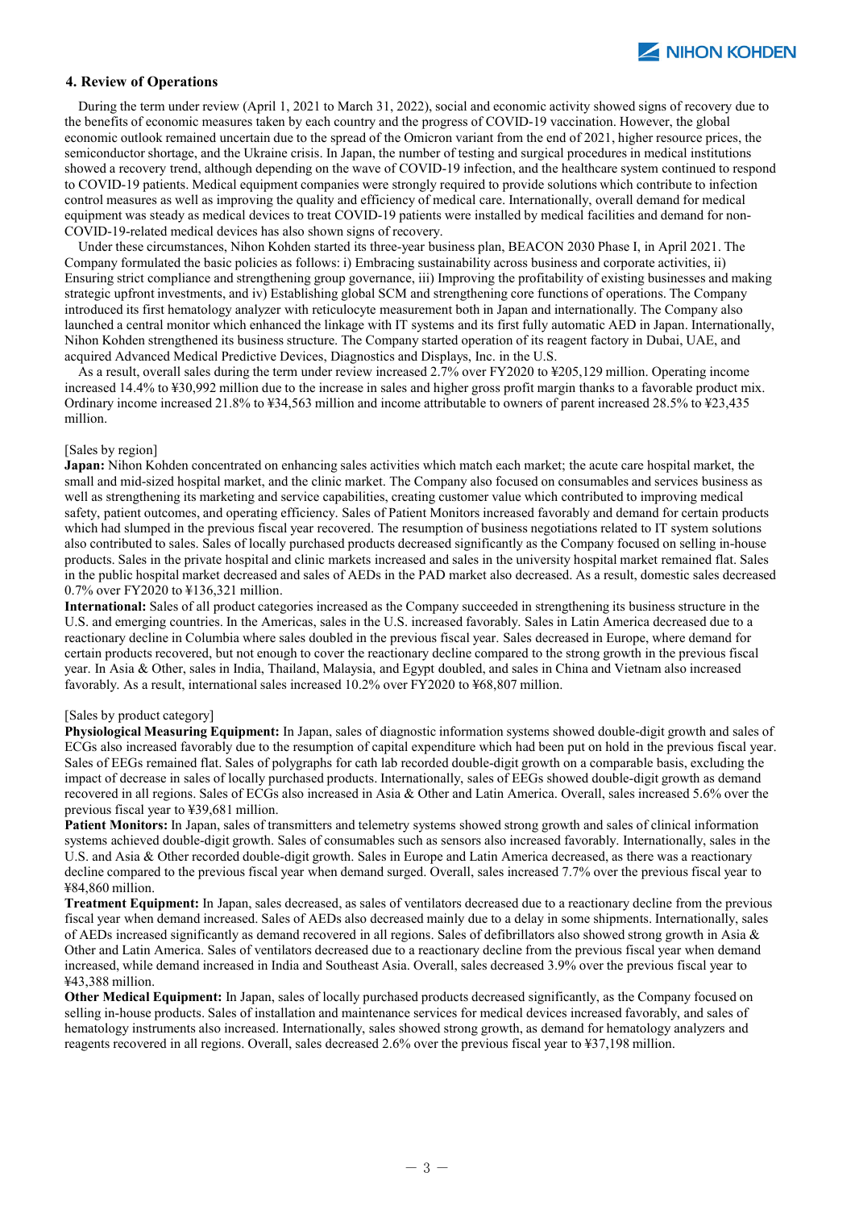## 4. Review of Operations

During the term under review (April 1, 2021 to March 31, 2022), social and economic activity showed signs of recovery due to the benefits of economic measures taken by each country and the progress of COVID-19 vaccination. However, the global economic outlook remained uncertain due to the spread of the Omicron variant from the end of 2021, higher resource prices, the semiconductor shortage, and the Ukraine crisis. In Japan, the number of testing and surgical procedures in medical institutions showed a recovery trend, although depending on the wave of COVID-19 infection, and the healthcare system continued to respond to COVID-19 patients. Medical equipment companies were strongly required to provide solutions which contribute to infection control measures as well as improving the quality and efficiency of medical care. Internationally, overall demand for medical equipment was steady as medical devices to treat COVID-19 patients were installed by medical facilities and demand for non-COVID-19-related medical devices has also shown signs of recovery.

Under these circumstances, Nihon Kohden started its three-year business plan, BEACON 2030 Phase I, in April 2021. The Company formulated the basic policies as follows: i) Embracing sustainability across business and corporate activities, ii) Ensuring strict compliance and strengthening group governance, iii) Improving the profitability of existing businesses and making strategic upfront investments, and iv) Establishing global SCM and strengthening core functions of operations. The Company introduced its first hematology analyzer with reticulocyte measurement both in Japan and internationally. The Company also launched a central monitor which enhanced the linkage with IT systems and its first fully automatic AED in Japan. Internationally, Nihon Kohden strengthened its business structure. The Company started operation of its reagent factory in Dubai, UAE, and acquired Advanced Medical Predictive Devices, Diagnostics and Displays, Inc. in the U.S.

As a result, overall sales during the term under review increased 2.7% over FY2020 to ¥205,129 million. Operating income increased 14.4% to ¥30,992 million due to the increase in sales and higher gross profit margin thanks to a favorable product mix. Ordinary income increased 21.8% to ¥34,563 million and income attributable to owners of parent increased 28.5% to ¥23,435 million.

[Sales by region]

**Japan:** Nihon Kohden concentrated on enhancing sales activities which match each market; the acute care hospital market, the small and mid-sized hospital market, and the clinic market. The Company also focused on consumables and services business as well as strengthening its marketing and service capabilities, creating customer value which contributed to improving medical safety, patient outcomes, and operating efficiency. Sales of Patient Monitors increased favorably and demand for certain products which had slumped in the previous fiscal year recovered. The resumption of business negotiations related to IT system solutions also contributed to sales. Sales of locally purchased products decreased significantly as the Company focused on selling in-house products. Sales in the private hospital and clinic markets increased and sales in the university hospital market remained flat. Sales in the public hospital market decreased and sales of AEDs in the PAD market also decreased. As a result, domestic sales decreased 0.7% over FY2020 to ¥136,321 million.

**International:** Sales of all product categories increased as the Company succeeded in strengthening its business structure in the U.S. and emerging countries. In the Americas, sales in the U.S. increased favorably. Sales in Latin America decreased due to a reactionary decline in Columbia where sales doubled in the previous fiscal year. Sales decreased in Europe, where demand for certain products recovered, but not enough to cover the reactionary decline compared to the strong growth in the previous fiscal year. In Asia & Other, sales in India, Thailand, Malaysia, and Egypt doubled, and sales in China and Vietnam also increased favorably. As a result, international sales increased 10.2% over FY2020 to ¥68,807 million.

[Sales by product category]

**Physiological Measuring Equipment:** In Japan, sales of diagnostic information systems showed double-digit growth and sales of ECGs also increased favorably due to the resumption of capital expenditure which had been put on hold in the previous fiscal year. Sales of EEGs remained flat. Sales of polygraphs for cath lab recorded double-digit growth on a comparable basis, excluding the impact of decrease in sales of locally purchased products. Internationally, sales of EEGs showed double-digit growth as demand recovered in all regions. Sales of ECGs also increased in Asia & Other and Latin America. Overall, sales increased 5.6% over the previous fiscal year to ¥39,681 million.

**Patient Monitors:** In Japan, sales of transmitters and telemetry systems showed strong growth and sales of clinical information systems achieved double-digit growth. Sales of consumables such as sensors also increased favorably. Internationally, sales in the U.S. and Asia & Other recorded double-digit growth. Sales in Europe and Latin America decreased, as there was a reactionary decline compared to the previous fiscal year when demand surged. Overall, sales increased 7.7% over the previous fiscal year to ¥84,860 million.

**Treatment Equipment:** In Japan, sales decreased, as sales of ventilators decreased due to a reactionary decline from the previous fiscal year when demand increased. Sales of AEDs also decreased mainly due to a delay in some shipments. Internationally, sales of AEDs increased significantly as demand recovered in all regions. Sales of defibrillators also showed strong growth in Asia & Other and Latin America. Sales of ventilators decreased due to a reactionary decline from the previous fiscal year when demand increased, while demand increased in India and Southeast Asia. Overall, sales decreased 3.9% over the previous fiscal year to ¥43,388 million.

**Other Medical Equipment:** In Japan, sales of locally purchased products decreased significantly, as the Company focused on selling in-house products. Sales of installation and maintenance services for medical devices increased favorably, and sales of hematology instruments also increased. Internationally, sales showed strong growth, as demand for hematology analyzers and reagents recovered in all regions. Overall, sales decreased 2.6% over the previous fiscal year to ¥37,198 million.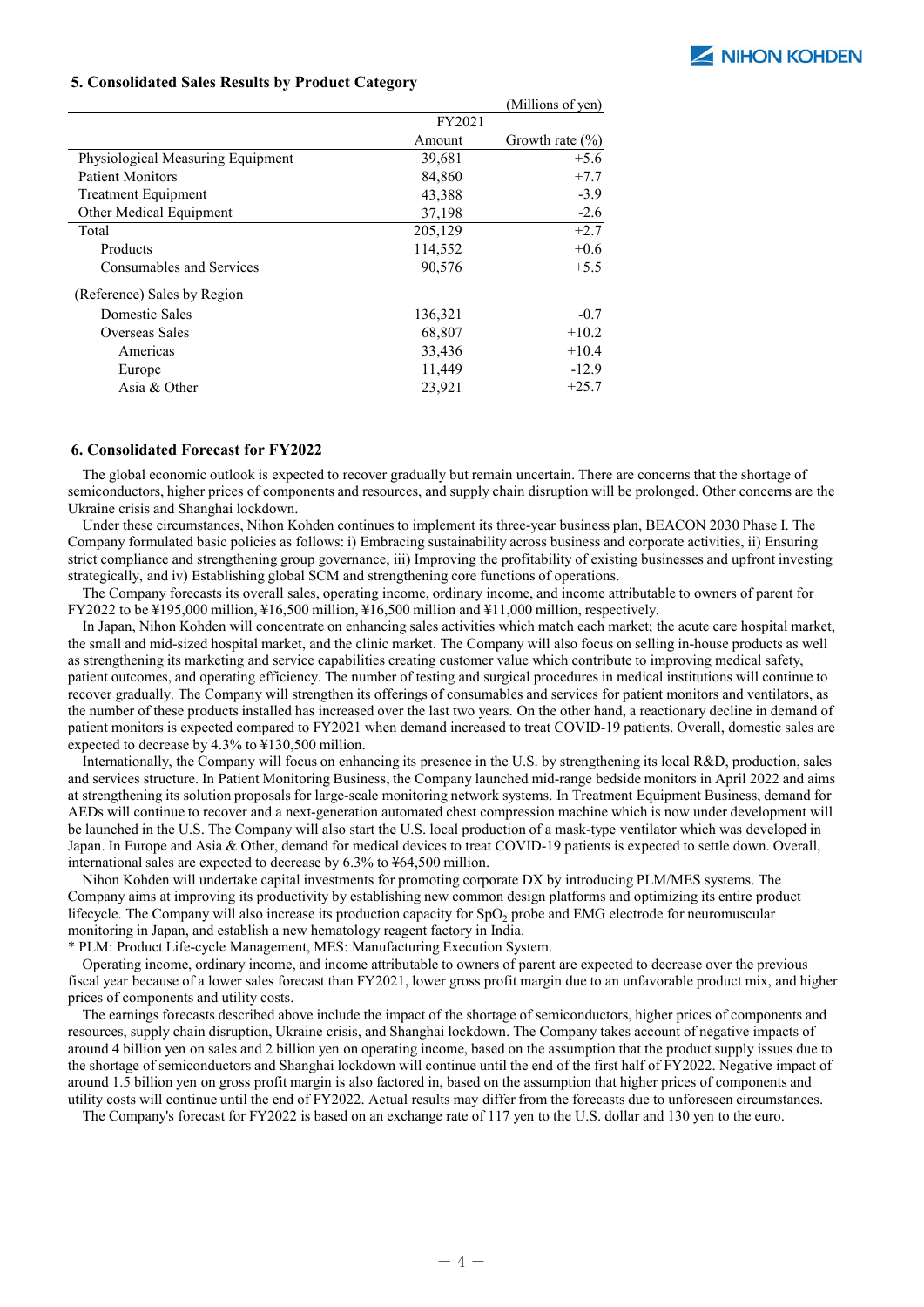## 5. Consolidated Sales Results by Product Category

(Millions of yen)

| | FY2021 | |
|---|---|---|
| | Amount | Growth rate (%) |
| Physiological Measuring Equipment | 39,681 | +5.6 |
| Patient Monitors | 84,860 | +7.7 |
| Treatment Equipment | 43,388 | -3.9 |
| Other Medical Equipment | 37,198 | -2.6 |
| Total | 205,129 | +2.7 |
| Products | 114,552 | +0.6 |
| Consumables and Services | 90,576 | +5.5 |
| (Reference) Sales by Region | | |
| Domestic Sales | 136,321 | -0.7 |
| Overseas Sales | 68,807 | +10.2 |
| Americas | 33,436 | +10.4 |
| Europe | 11,449 | -12.9 |
| Asia & Other | 23,921 | +25.7 |

## 6. Consolidated Forecast for FY2022

The global economic outlook is expected to recover gradually but remain uncertain. There are concerns that the shortage of semiconductors, higher prices of components and resources, and supply chain disruption will be prolonged. Other concerns are the Ukraine crisis and Shanghai lockdown.

Under these circumstances, Nihon Kohden continues to implement its three-year business plan, BEACON 2030 Phase I. The Company formulated basic policies as follows: i) Embracing sustainability across business and corporate activities, ii) Ensuring strict compliance and strengthening group governance, iii) Improving the profitability of existing businesses and upfront investing strategically, and iv) Establishing global SCM and strengthening core functions of operations.

The Company forecasts its overall sales, operating income, ordinary income, and income attributable to owners of parent for FY2022 to be ¥195,000 million, ¥16,500 million, ¥16,500 million and ¥11,000 million, respectively.

In Japan, Nihon Kohden will concentrate on enhancing sales activities which match each market; the acute care hospital market, the small and mid-sized hospital market, and the clinic market. The Company will also focus on selling in-house products as well as strengthening its marketing and service capabilities creating customer value which contribute to improving medical safety, patient outcomes, and operating efficiency. The number of testing and surgical procedures in medical institutions will continue to recover gradually. The Company will strengthen its offerings of consumables and services for patient monitors and ventilators, as the number of these products installed has increased over the last two years. On the other hand, a reactionary decline in demand of patient monitors is expected compared to FY2021 when demand increased to treat COVID-19 patients. Overall, domestic sales are expected to decrease by 4.3% to ¥130,500 million.

Internationally, the Company will focus on enhancing its presence in the U.S. by strengthening its local R&D, production, sales and services structure. In Patient Monitoring Business, the Company launched mid-range bedside monitors in April 2022 and aims at strengthening its solution proposals for large-scale monitoring network systems. In Treatment Equipment Business, demand for AEDs will continue to recover and a next-generation automated chest compression machine which is now under development will be launched in the U.S. The Company will also start the U.S. local production of a mask-type ventilator which was developed in Japan. In Europe and Asia & Other, demand for medical devices to treat COVID-19 patients is expected to settle down. Overall, international sales are expected to decrease by 6.3% to ¥64,500 million.

Nihon Kohden will undertake capital investments for promoting corporate DX by introducing PLM/MES systems. The Company aims at improving its productivity by establishing new common design platforms and optimizing its entire product lifecycle. The Company will also increase its production capacity for $SpO_2$ probe and EMG electrode for neuromuscular monitoring in Japan, and establish a new hematology reagent factory in India.

\* PLM: Product Life-cycle Management, MES: Manufacturing Execution System.

Operating income, ordinary income, and income attributable to owners of parent are expected to decrease over the previous fiscal year because of a lower sales forecast than FY2021, lower gross profit margin due to an unfavorable product mix, and higher prices of components and utility costs.

The earnings forecasts described above include the impact of the shortage of semiconductors, higher prices of components and resources, supply chain disruption, Ukraine crisis, and Shanghai lockdown. The Company takes account of negative impacts of around 4 billion yen on sales and 2 billion yen on operating income, based on the assumption that the product supply issues due to the shortage of semiconductors and Shanghai lockdown will continue until the end of the first half of FY2022. Negative impact of around 1.5 billion yen on gross profit margin is also factored in, based on the assumption that higher prices of components and utility costs will continue until the end of FY2022. Actual results may differ from the forecasts due to unforeseen circumstances.

The Company's forecast for FY2022 is based on an exchange rate of 117 yen to the U.S. dollar and 130 yen to the euro.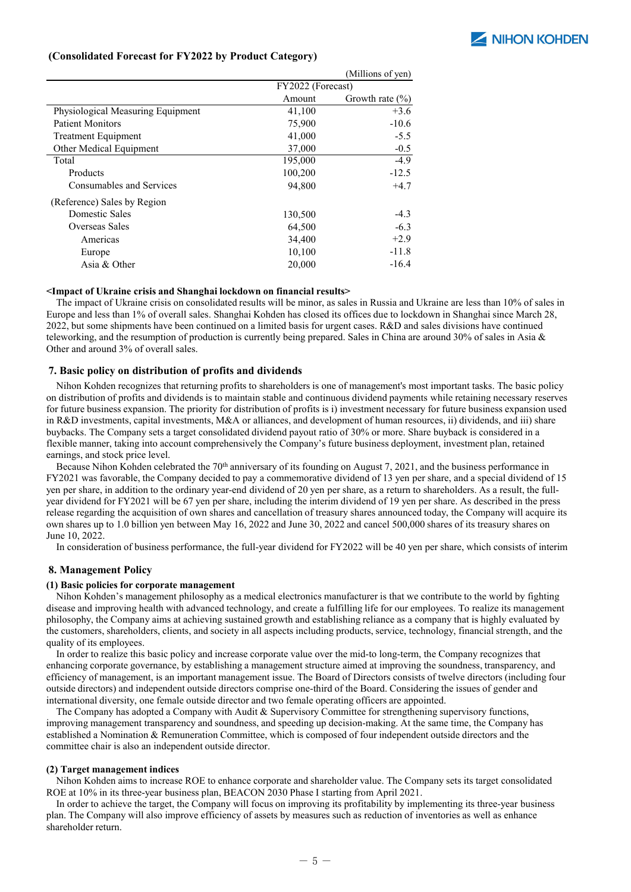**(Consolidated Forecast for FY2022 by Product Category)**

(Millions of yen)

| | FY2022 (Forecast) | |
|---|---|---|
| | Amount | Growth rate (%) |
| Physiological Measuring Equipment | 41,100 | +3.6 |
| Patient Monitors | 75,900 | -10.6 |
| Treatment Equipment | 41,000 | -5.5 |
| Other Medical Equipment | 37,000 | -0.5 |
| Total | 195,000 | -4.9 |
| Products | 100,200 | -12.5 |
| Consumables and Services | 94,800 | +4.7 |
| (Reference) Sales by Region | | |
| Domestic Sales | 130,500 | -4.3 |
| Overseas Sales | 64,500 | -6.3 |
| Americas | 34,400 | +2.9 |
| Europe | 10,100 | -11.8 |
| Asia & Other | 20,000 | -16.4 |

**<Impact of Ukraine crisis and Shanghai lockdown on financial results>**

The impact of Ukraine crisis on consolidated results will be minor, as sales in Russia and Ukraine are less than 10% of sales in Europe and less than 1% of overall sales. Shanghai Kohden has closed its offices due to lockdown in Shanghai since March 28, 2022, but some shipments have been continued on a limited basis for urgent cases. R&D and sales divisions have continued teleworking, and the resumption of production is currently being prepared. Sales in China are around 30% of sales in Asia & Other and around 3% of overall sales.

## 7. Basic policy on distribution of profits and dividends

Nihon Kohden recognizes that returning profits to shareholders is one of management's most important tasks. The basic policy on distribution of profits and dividends is to maintain stable and continuous dividend payments while retaining necessary reserves for future business expansion. The priority for distribution of profits is i) investment necessary for future business expansion used in R&D investments, capital investments, M&A or alliances, and development of human resources, ii) dividends, and iii) share buybacks. The Company sets a target consolidated dividend payout ratio of 30% or more. Share buyback is considered in a flexible manner, taking into account comprehensively the Company's future business deployment, investment plan, retained earnings, and stock price level.

Because Nihon Kohden celebrated the 70th anniversary of its founding on August 7, 2021, and the business performance in FY2021 was favorable, the Company decided to pay a commemorative dividend of 13 yen per share, and a special dividend of 15 yen per share, in addition to the ordinary year-end dividend of 20 yen per share, as a return to shareholders. As a result, the full-year dividend for FY2021 will be 67 yen per share, including the interim dividend of 19 yen per share. As described in the press release regarding the acquisition of own shares and cancellation of treasury shares announced today, the Company will acquire its own shares up to 1.0 billion yen between May 16, 2022 and June 30, 2022 and cancel 500,000 shares of its treasury shares on June 10, 2022.

In consideration of business performance, the full-year dividend for FY2022 will be 40 yen per share, which consists of interim

## 8. Management Policy

### (1) Basic policies for corporate management

Nihon Kohden's management philosophy as a medical electronics manufacturer is that we contribute to the world by fighting disease and improving health with advanced technology, and create a fulfilling life for our employees. To realize its management philosophy, the Company aims at achieving sustained growth and establishing reliance as a company that is highly evaluated by the customers, shareholders, clients, and society in all aspects including products, service, technology, financial strength, and the quality of its employees.

In order to realize this basic policy and increase corporate value over the mid-to long-term, the Company recognizes that enhancing corporate governance, by establishing a management structure aimed at improving the soundness, transparency, and efficiency of management, is an important management issue. The Board of Directors consists of twelve directors (including four outside directors) and independent outside directors comprise one-third of the Board. Considering the issues of gender and international diversity, one female outside director and two female operating officers are appointed.

The Company has adopted a Company with Audit & Supervisory Committee for strengthening supervisory functions, improving management transparency and soundness, and speeding up decision-making. At the same time, the Company has established a Nomination & Remuneration Committee, which is composed of four independent outside directors and the committee chair is also an independent outside director.

### (2) Target management indices

Nihon Kohden aims to increase ROE to enhance corporate and shareholder value. The Company sets its target consolidated ROE at 10% in its three-year business plan, BEACON 2030 Phase I starting from April 2021.

In order to achieve the target, the Company will focus on improving its profitability by implementing its three-year business plan. The Company will also improve efficiency of assets by measures such as reduction of inventories as well as enhance shareholder return.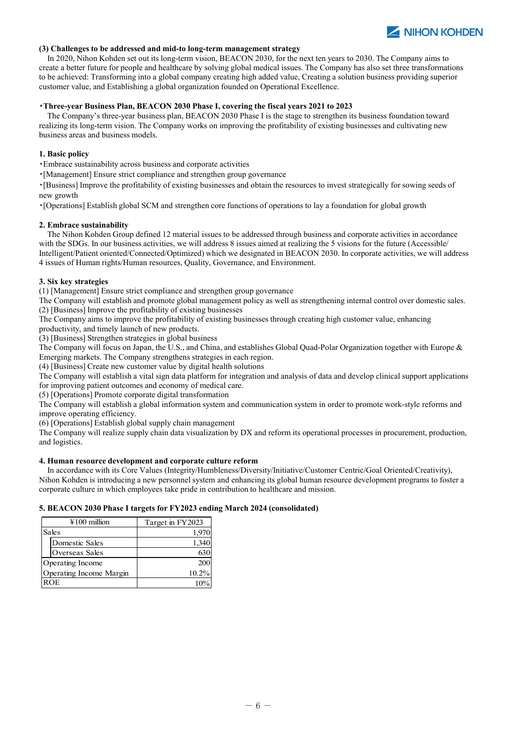### (3) Challenges to be addressed and mid-to long-term management strategy

In 2020, Nihon Kohden set out its long-term vision, BEACON 2030, for the next ten years to 2030. The Company aims to create a better future for people and healthcare by solving global medical issues. The Company has also set three transformations to be achieved: Transforming into a global company creating high added value, Creating a solution business providing superior customer value, and Establishing a global organization founded on Operational Excellence.

#### ・Three-year Business Plan, BEACON 2030 Phase I, covering the fiscal years 2021 to 2023

The Company's three-year business plan, BEACON 2030 Phase I is the stage to strengthen its business foundation toward realizing its long-term vision. The Company works on improving the profitability of existing businesses and cultivating new business areas and business models.

#### 1. Basic policy

・Embrace sustainability across business and corporate activities
・[Management] Ensure strict compliance and strengthen group governance
・[Business] Improve the profitability of existing businesses and obtain the resources to invest strategically for sowing seeds of new growth
・[Operations] Establish global SCM and strengthen core functions of operations to lay a foundation for global growth

#### 2. Embrace sustainability

The Nihon Kohden Group defined 12 material issues to be addressed through business and corporate activities in accordance with the SDGs. In our business activities, we will address 8 issues aimed at realizing the 5 visions for the future (Accessible/ Intelligent/Patient oriented/Connected/Optimized) which we designated in BEACON 2030. In corporate activities, we will address 4 issues of Human rights/Human resources, Quality, Governance, and Environment.

#### 3. Six key strategies

(1) [Management] Ensure strict compliance and strengthen group governance
The Company will establish and promote global management policy as well as strengthening internal control over domestic sales.
(2) [Business] Improve the profitability of existing businesses
The Company aims to improve the profitability of existing businesses through creating high customer value, enhancing productivity, and timely launch of new products.
(3) [Business] Strengthen strategies in global business
The Company will focus on Japan, the U.S., and China, and establishes Global Quad-Polar Organization together with Europe & Emerging markets. The Company strengthens strategies in each region.
(4) [Business] Create new customer value by digital health solutions
The Company will establish a vital sign data platform for integration and analysis of data and develop clinical support applications for improving patient outcomes and economy of medical care.
(5) [Operations] Promote corporate digital transformation
The Company will establish a global information system and communication system in order to promote work-style reforms and improve operating efficiency.
(6) [Operations] Establish global supply chain management
The Company will realize supply chain data visualization by DX and reform its operational processes in procurement, production, and logistics.

#### 4. Human resource development and corporate culture reform

In accordance with its Core Values (Integrity/Humbleness/Diversity/Initiative/Customer Centric/Goal Oriented/Creativity), Nihon Kohden is introducing a new personnel system and enhancing its global human resource development programs to foster a corporate culture in which employees take pride in contribution to healthcare and mission.

#### 5. BEACON 2030 Phase I targets for FY2023 ending March 2024 (consolidated)

| ¥100 million | Target in FY2023 |
|---|---|
| Sales | 1,970 |
| Domestic Sales | 1,340 |
| Overseas Sales | 630 |
| Operating Income | 200 |
| Operating Income Margin | 10.2% |
| ROE | 10% |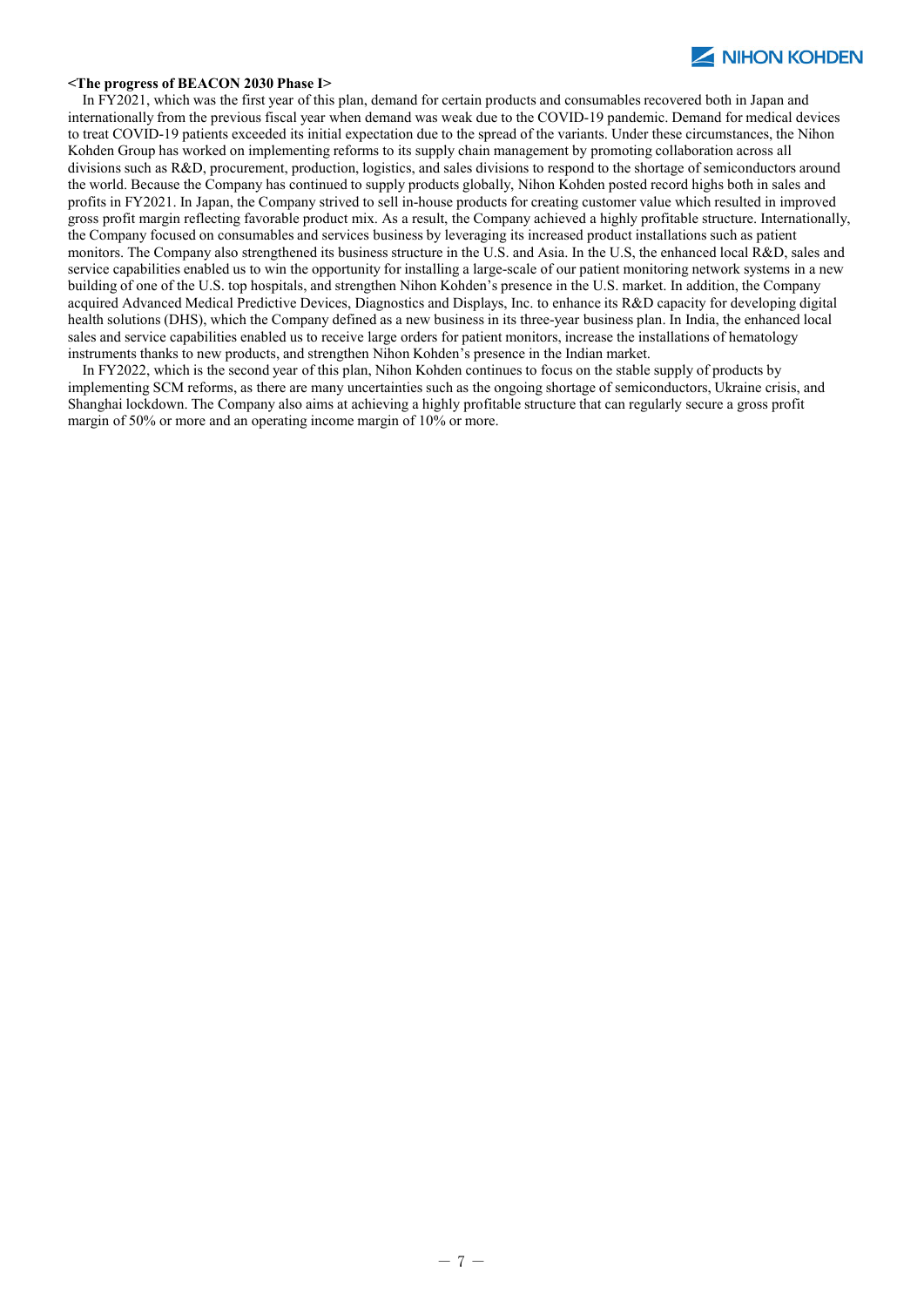**<The progress of BEACON 2030 Phase I>**

In FY2021, which was the first year of this plan, demand for certain products and consumables recovered both in Japan and internationally from the previous fiscal year when demand was weak due to the COVID-19 pandemic. Demand for medical devices to treat COVID-19 patients exceeded its initial expectation due to the spread of the variants. Under these circumstances, the Nihon Kohden Group has worked on implementing reforms to its supply chain management by promoting collaboration across all divisions such as R&D, procurement, production, logistics, and sales divisions to respond to the shortage of semiconductors around the world. Because the Company has continued to supply products globally, Nihon Kohden posted record highs both in sales and profits in FY2021. In Japan, the Company strived to sell in-house products for creating customer value which resulted in improved gross profit margin reflecting favorable product mix. As a result, the Company achieved a highly profitable structure. Internationally, the Company focused on consumables and services business by leveraging its increased product installations such as patient monitors. The Company also strengthened its business structure in the U.S. and Asia. In the U.S, the enhanced local R&D, sales and service capabilities enabled us to win the opportunity for installing a large-scale of our patient monitoring network systems in a new building of one of the U.S. top hospitals, and strengthen Nihon Kohden's presence in the U.S. market. In addition, the Company acquired Advanced Medical Predictive Devices, Diagnostics and Displays, Inc. to enhance its R&D capacity for developing digital health solutions (DHS), which the Company defined as a new business in its three-year business plan. In India, the enhanced local sales and service capabilities enabled us to receive large orders for patient monitors, increase the installations of hematology instruments thanks to new products, and strengthen Nihon Kohden's presence in the Indian market.

In FY2022, which is the second year of this plan, Nihon Kohden continues to focus on the stable supply of products by implementing SCM reforms, as there are many uncertainties such as the ongoing shortage of semiconductors, Ukraine crisis, and Shanghai lockdown. The Company also aims at achieving a highly profitable structure that can regularly secure a gross profit margin of 50% or more and an operating income margin of 10% or more.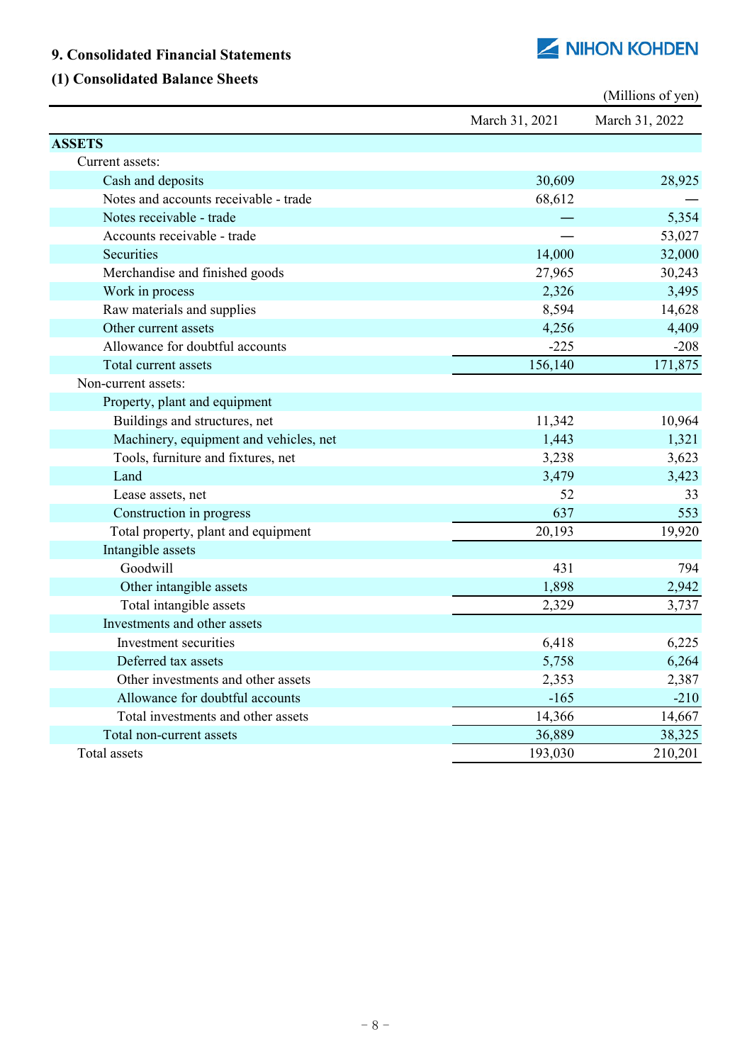## 9. Consolidated Financial Statements

### (1) Consolidated Balance Sheets

(Millions of yen)

| | March 31, 2021 | March 31, 2022 |
|---|---|---|
| **ASSETS** | | |
| Current assets: | | |
| Cash and deposits | 30,609 | 28,925 |
| Notes and accounts receivable - trade | 68,612 | — |
| Notes receivable - trade | — | 5,354 |
| Accounts receivable - trade | — | 53,027 |
| Securities | 14,000 | 32,000 |
| Merchandise and finished goods | 27,965 | 30,243 |
| Work in process | 2,326 | 3,495 |
| Raw materials and supplies | 8,594 | 14,628 |
| Other current assets | 4,256 | 4,409 |
| Allowance for doubtful accounts | -225 | -208 |
| Total current assets | 156,140 | 171,875 |
| Non-current assets: | | |
| Property, plant and equipment | | |
| Buildings and structures, net | 11,342 | 10,964 |
| Machinery, equipment and vehicles, net | 1,443 | 1,321 |
| Tools, furniture and fixtures, net | 3,238 | 3,623 |
| Land | 3,479 | 3,423 |
| Lease assets, net | 52 | 33 |
| Construction in progress | 637 | 553 |
| Total property, plant and equipment | 20,193 | 19,920 |
| Intangible assets | | |
| Goodwill | 431 | 794 |
| Other intangible assets | 1,898 | 2,942 |
| Total intangible assets | 2,329 | 3,737 |
| Investments and other assets | | |
| Investment securities | 6,418 | 6,225 |
| Deferred tax assets | 5,758 | 6,264 |
| Other investments and other assets | 2,353 | 2,387 |
| Allowance for doubtful accounts | -165 | -210 |
| Total investments and other assets | 14,366 | 14,667 |
| Total non-current assets | 36,889 | 38,325 |
| Total assets | 193,030 | 210,201 |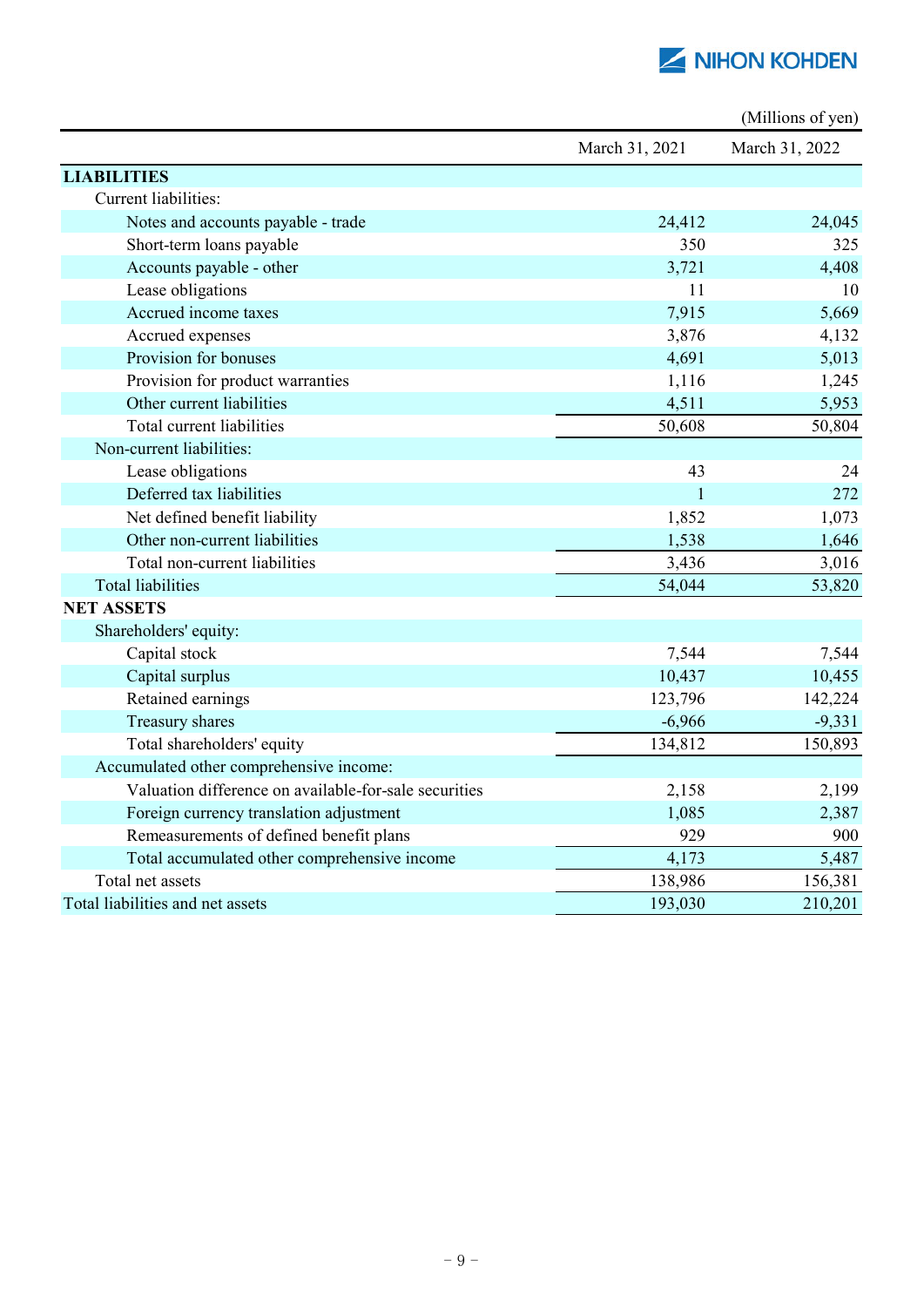(Millions of yen)

| | March 31, 2021 | March 31, 2022 |
|---|---|---|
| **LIABILITIES** | | |
| Current liabilities: | | |
| Notes and accounts payable - trade | 24,412 | 24,045 |
| Short-term loans payable | 350 | 325 |
| Accounts payable - other | 3,721 | 4,408 |
| Lease obligations | 11 | 10 |
| Accrued income taxes | 7,915 | 5,669 |
| Accrued expenses | 3,876 | 4,132 |
| Provision for bonuses | 4,691 | 5,013 |
| Provision for product warranties | 1,116 | 1,245 |
| Other current liabilities | 4,511 | 5,953 |
| Total current liabilities | 50,608 | 50,804 |
| Non-current liabilities: | | |
| Lease obligations | 43 | 24 |
| Deferred tax liabilities | 1 | 272 |
| Net defined benefit liability | 1,852 | 1,073 |
| Other non-current liabilities | 1,538 | 1,646 |
| Total non-current liabilities | 3,436 | 3,016 |
| Total liabilities | 54,044 | 53,820 |
| **NET ASSETS** | | |
| Shareholders' equity: | | |
| Capital stock | 7,544 | 7,544 |
| Capital surplus | 10,437 | 10,455 |
| Retained earnings | 123,796 | 142,224 |
| Treasury shares | -6,966 | -9,331 |
| Total shareholders' equity | 134,812 | 150,893 |
| Accumulated other comprehensive income: | | |
| Valuation difference on available-for-sale securities | 2,158 | 2,199 |
| Foreign currency translation adjustment | 1,085 | 2,387 |
| Remeasurements of defined benefit plans | 929 | 900 |
| Total accumulated other comprehensive income | 4,173 | 5,487 |
| Total net assets | 138,986 | 156,381 |
| Total liabilities and net assets | 193,030 | 210,201 |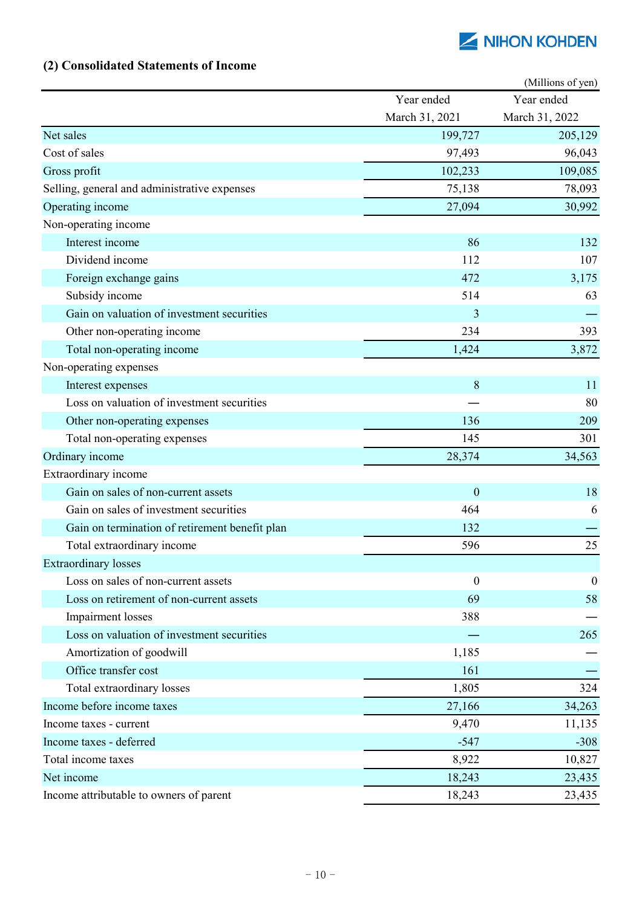## (2) Consolidated Statements of Income

(Millions of yen)

| | Year ended March 31, 2021 | Year ended March 31, 2022 |
|---|---:|---:|
| Net sales | 199,727 | 205,129 |
| Cost of sales | 97,493 | 96,043 |
| Gross profit | 102,233 | 109,085 |
| Selling, general and administrative expenses | 75,138 | 78,093 |
| Operating income | 27,094 | 30,992 |
| Non-operating income | | |
| Interest income | 86 | 132 |
| Dividend income | 112 | 107 |
| Foreign exchange gains | 472 | 3,175 |
| Subsidy income | 514 | 63 |
| Gain on valuation of investment securities | 3 | — |
| Other non-operating income | 234 | 393 |
| Total non-operating income | 1,424 | 3,872 |
| Non-operating expenses | | |
| Interest expenses | 8 | 11 |
| Loss on valuation of investment securities | — | 80 |
| Other non-operating expenses | 136 | 209 |
| Total non-operating expenses | 145 | 301 |
| Ordinary income | 28,374 | 34,563 |
| Extraordinary income | | |
| Gain on sales of non-current assets | 0 | 18 |
| Gain on sales of investment securities | 464 | 6 |
| Gain on termination of retirement benefit plan | 132 | — |
| Total extraordinary income | 596 | 25 |
| Extraordinary losses | | |
| Loss on sales of non-current assets | 0 | 0 |
| Loss on retirement of non-current assets | 69 | 58 |
| Impairment losses | 388 | — |
| Loss on valuation of investment securities | — | 265 |
| Amortization of goodwill | 1,185 | — |
| Office transfer cost | 161 | — |
| Total extraordinary losses | 1,805 | 324 |
| Income before income taxes | 27,166 | 34,263 |
| Income taxes - current | 9,470 | 11,135 |
| Income taxes - deferred | -547 | -308 |
| Total income taxes | 8,922 | 10,827 |
| Net income | 18,243 | 23,435 |
| Income attributable to owners of parent | 18,243 | 23,435 |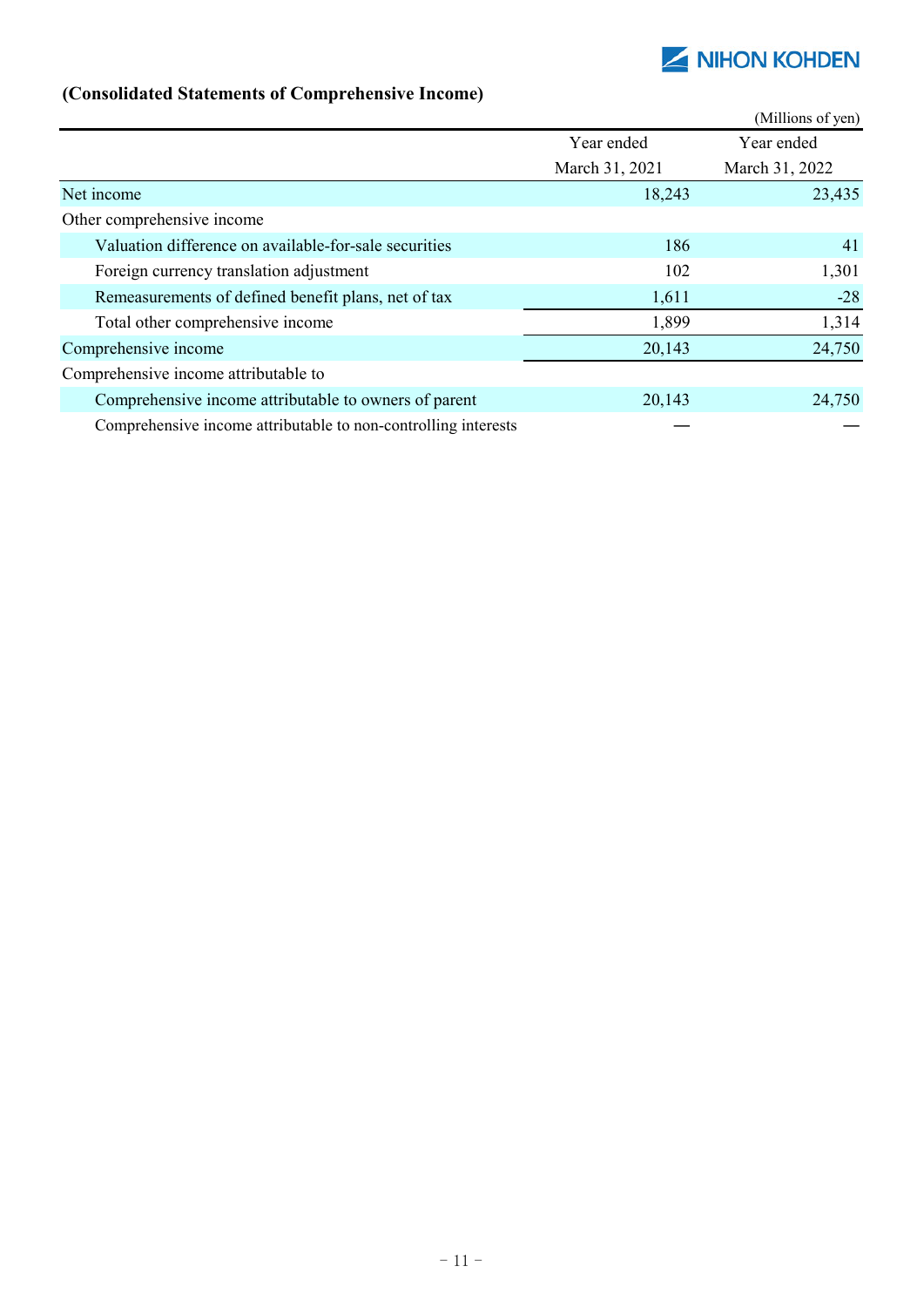### (Consolidated Statements of Comprehensive Income)

(Millions of yen)

| | Year ended March 31, 2021 | Year ended March 31, 2022 |
|---|---|---|
| Net income | 18,243 | 23,435 |
| Other comprehensive income | | |
| Valuation difference on available-for-sale securities | 186 | 41 |
| Foreign currency translation adjustment | 102 | 1,301 |
| Remeasurements of defined benefit plans, net of tax | 1,611 | -28 |
| Total other comprehensive income | 1,899 | 1,314 |
| Comprehensive income | 20,143 | 24,750 |
| Comprehensive income attributable to | | |
| Comprehensive income attributable to owners of parent | 20,143 | 24,750 |
| Comprehensive income attributable to non-controlling interests | — | — |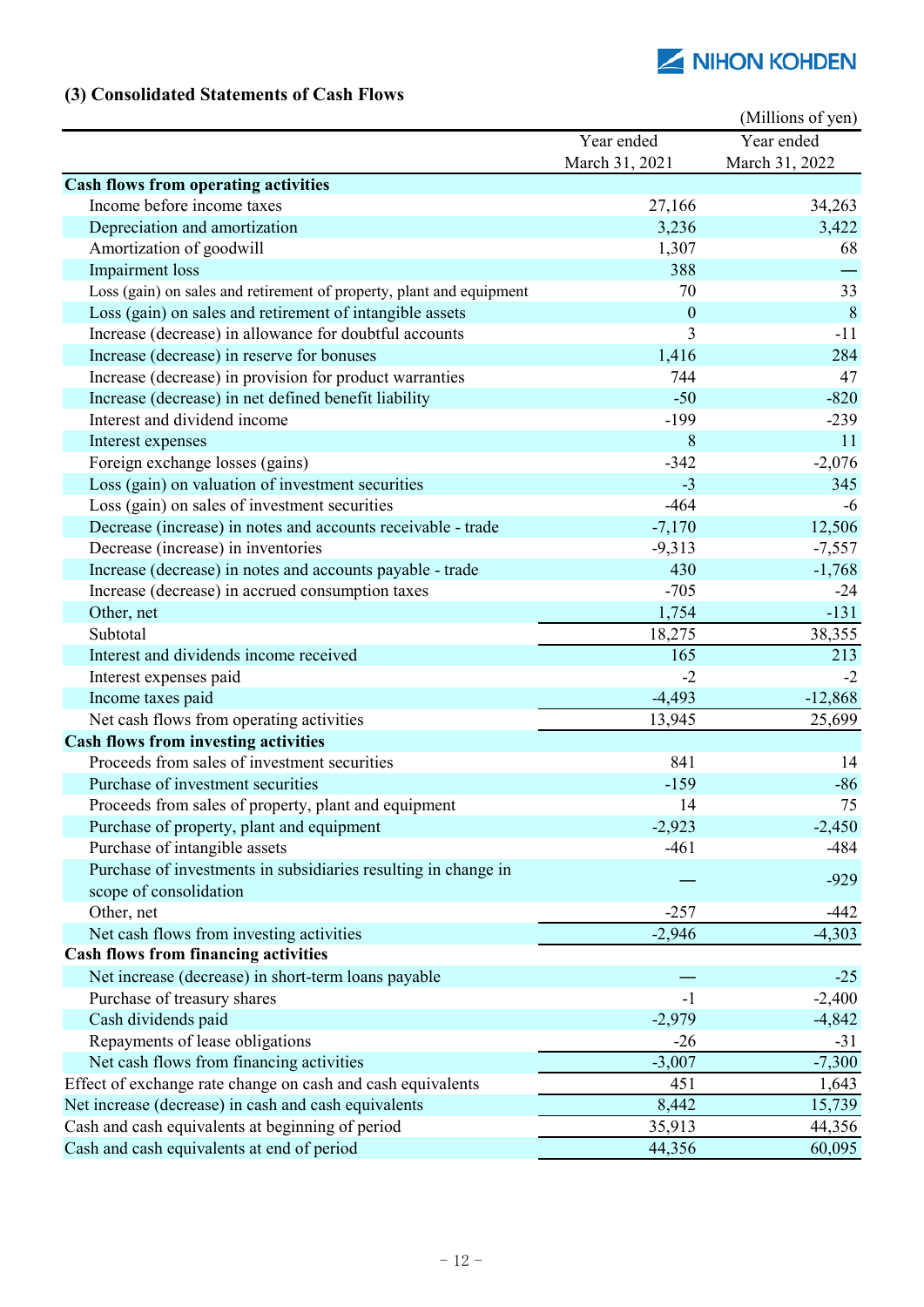### (3) Consolidated Statements of Cash Flows

(Millions of yen)

| | Year ended March 31, 2021 | Year ended March 31, 2022 |
|---|---|---|
| **Cash flows from operating activities** | | |
| Income before income taxes | 27,166 | 34,263 |
| Depreciation and amortization | 3,236 | 3,422 |
| Amortization of goodwill | 1,307 | 68 |
| Impairment loss | 388 | — |
| Loss (gain) on sales and retirement of property, plant and equipment | 70 | 33 |
| Loss (gain) on sales and retirement of intangible assets | 0 | 8 |
| Increase (decrease) in allowance for doubtful accounts | 3 | -11 |
| Increase (decrease) in reserve for bonuses | 1,416 | 284 |
| Increase (decrease) in provision for product warranties | 744 | 47 |
| Increase (decrease) in net defined benefit liability | -50 | -820 |
| Interest and dividend income | -199 | -239 |
| Interest expenses | 8 | 11 |
| Foreign exchange losses (gains) | -342 | -2,076 |
| Loss (gain) on valuation of investment securities | -3 | 345 |
| Loss (gain) on sales of investment securities | -464 | -6 |
| Decrease (increase) in notes and accounts receivable - trade | -7,170 | 12,506 |
| Decrease (increase) in inventories | -9,313 | -7,557 |
| Increase (decrease) in notes and accounts payable - trade | 430 | -1,768 |
| Increase (decrease) in accrued consumption taxes | -705 | -24 |
| Other, net | 1,754 | -131 |
| Subtotal | 18,275 | 38,355 |
| Interest and dividends income received | 165 | 213 |
| Interest expenses paid | -2 | -2 |
| Income taxes paid | -4,493 | -12,868 |
| Net cash flows from operating activities | 13,945 | 25,699 |
| **Cash flows from investing activities** | | |
| Proceeds from sales of investment securities | 841 | 14 |
| Purchase of investment securities | -159 | -86 |
| Proceeds from sales of property, plant and equipment | 14 | 75 |
| Purchase of property, plant and equipment | -2,923 | -2,450 |
| Purchase of intangible assets | -461 | -484 |
| Purchase of investments in subsidiaries resulting in change in scope of consolidation | — | -929 |
| Other, net | -257 | -442 |
| Net cash flows from investing activities | -2,946 | -4,303 |
| **Cash flows from financing activities** | | |
| Net increase (decrease) in short-term loans payable | — | -25 |
| Purchase of treasury shares | -1 | -2,400 |
| Cash dividends paid | -2,979 | -4,842 |
| Repayments of lease obligations | -26 | -31 |
| Net cash flows from financing activities | -3,007 | -7,300 |
| Effect of exchange rate change on cash and cash equivalents | 451 | 1,643 |
| Net increase (decrease) in cash and cash equivalents | 8,442 | 15,739 |
| Cash and cash equivalents at beginning of period | 35,913 | 44,356 |
| Cash and cash equivalents at end of period | 44,356 | 60,095 |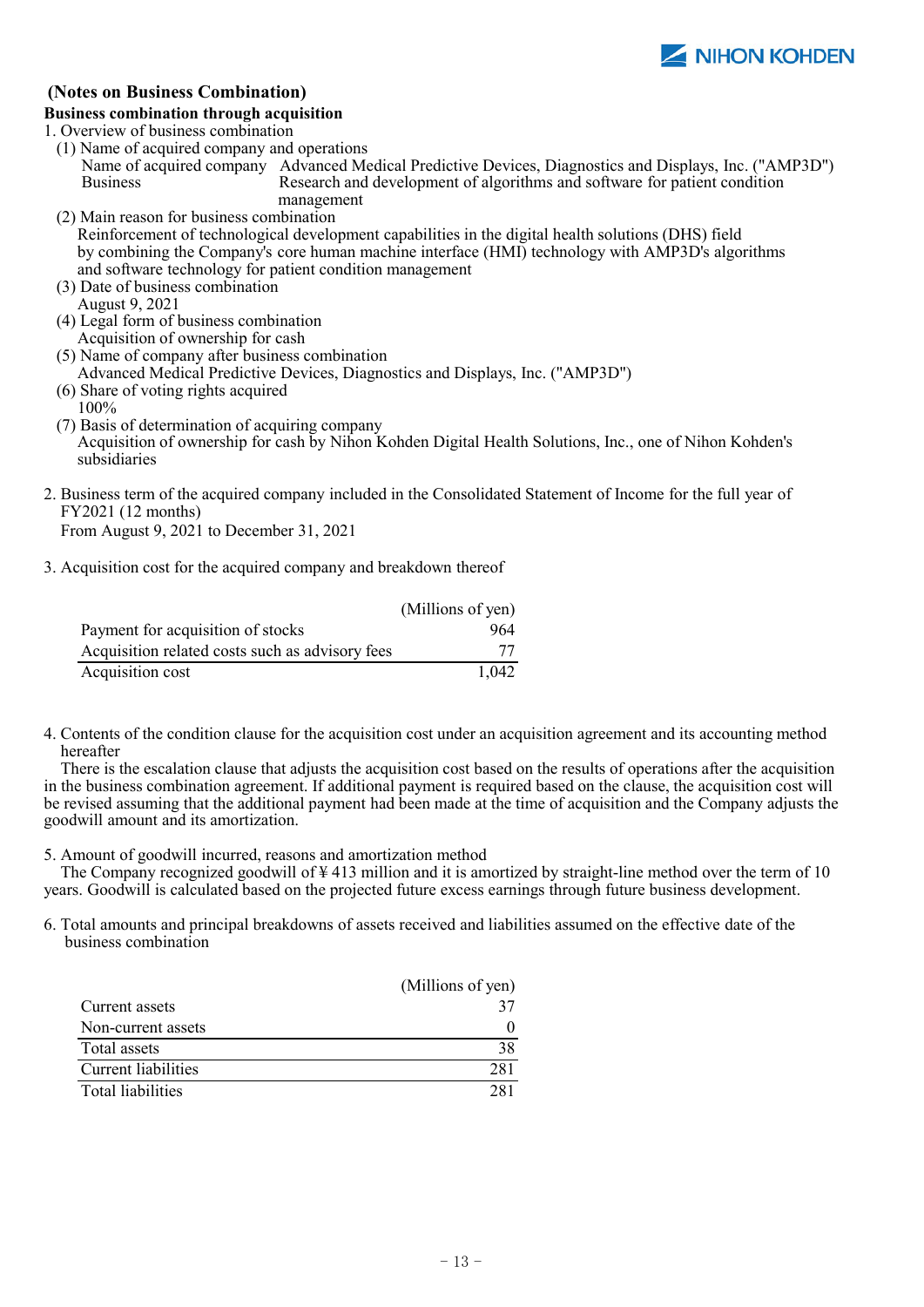## (Notes on Business Combination)

**Business combination through acquisition**

1. Overview of business combination
   (1) Name of acquired company and operations

   | | |
   |---|---|
   | Name of acquired company | Advanced Medical Predictive Devices, Diagnostics and Displays, Inc. ("AMP3D") |
   | Business | Research and development of algorithms and software for patient condition management |

   (2) Main reason for business combination
   Reinforcement of technological development capabilities in the digital health solutions (DHS) field by combining the Company's core human machine interface (HMI) technology with AMP3D's algorithms and software technology for patient condition management

   (3) Date of business combination
   August 9, 2021

   (4) Legal form of business combination
   Acquisition of ownership for cash

   (5) Name of company after business combination
   Advanced Medical Predictive Devices, Diagnostics and Displays, Inc. ("AMP3D")

   (6) Share of voting rights acquired
   100%

   (7) Basis of determination of acquiring company
   Acquisition of ownership for cash by Nihon Kohden Digital Health Solutions, Inc., one of Nihon Kohden's subsidiaries

2. Business term of the acquired company included in the Consolidated Statement of Income for the full year of FY2021 (12 months)
   From August 9, 2021 to December 31, 2021

3. Acquisition cost for the acquired company and breakdown thereof

| | (Millions of yen) |
|---|---:|
| Payment for acquisition of stocks | 964 |
| Acquisition related costs such as advisory fees | 77 |
| Acquisition cost | 1,042 |

4. Contents of the condition clause for the acquisition cost under an acquisition agreement and its accounting method hereafter
   There is the escalation clause that adjusts the acquisition cost based on the results of operations after the acquisition in the business combination agreement. If additional payment is required based on the clause, the acquisition cost will be revised assuming that the additional payment had been made at the time of acquisition and the Company adjusts the goodwill amount and its amortization.

5. Amount of goodwill incurred, reasons and amortization method
   The Company recognized goodwill of ¥ 413 million and it is amortized by straight-line method over the term of 10 years. Goodwill is calculated based on the projected future excess earnings through future business development.

6. Total amounts and principal breakdowns of assets received and liabilities assumed on the effective date of the business combination

| | (Millions of yen) |
|---|---:|
| Current assets | 37 |
| Non-current assets | 0 |
| Total assets | 38 |
| Current liabilities | 281 |
| Total liabilities | 281 |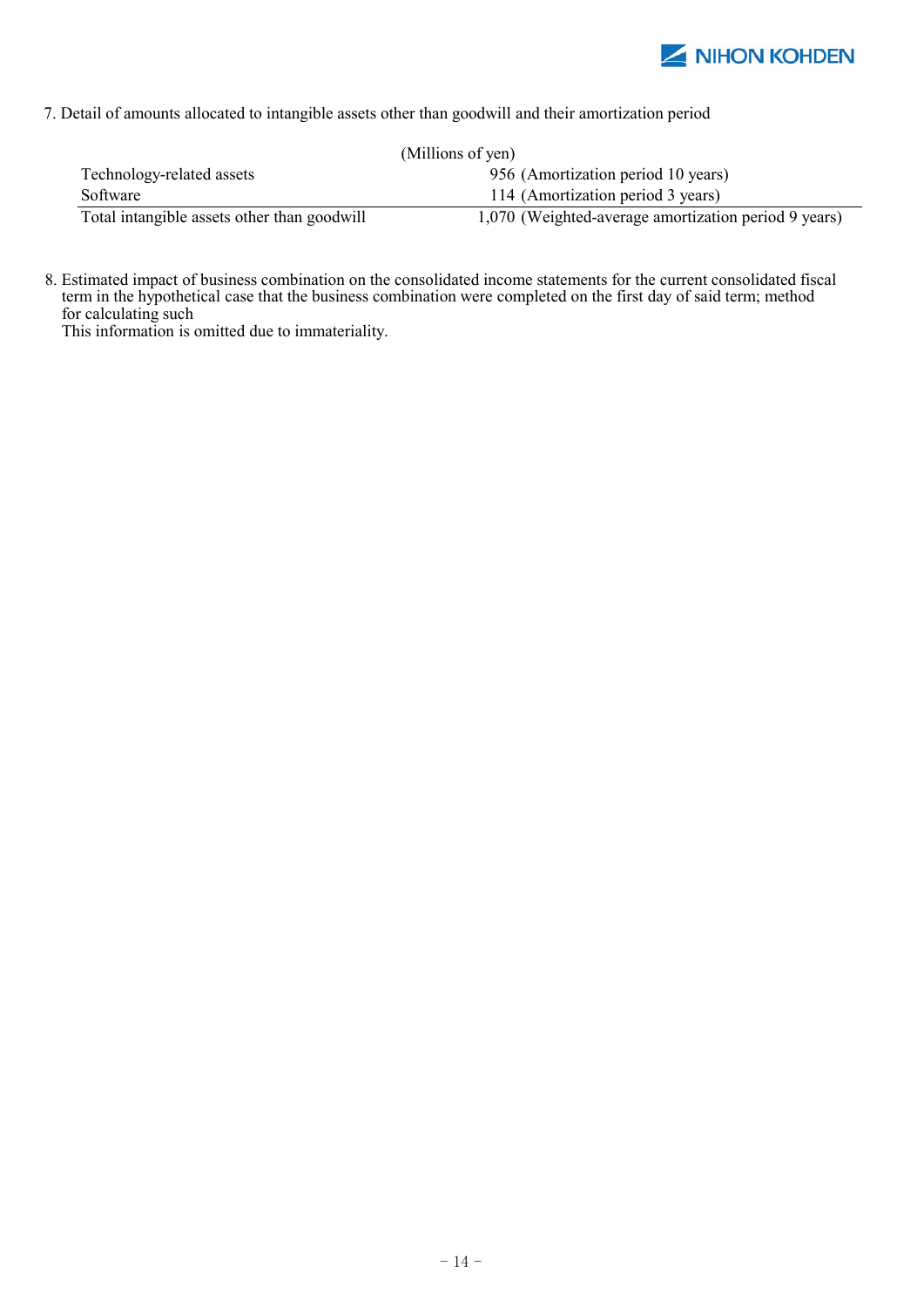7. Detail of amounts allocated to intangible assets other than goodwill and their amortization period

| | (Millions of yen) |
|---|---|
| Technology-related assets | 956 (Amortization period 10 years) |
| Software | 114 (Amortization period 3 years) |
| Total intangible assets other than goodwill | 1,070 (Weighted-average amortization period 9 years) |

8. Estimated impact of business combination on the consolidated income statements for the current consolidated fiscal term in the hypothetical case that the business combination were completed on the first day of said term; method for calculating such

This information is omitted due to immateriality.